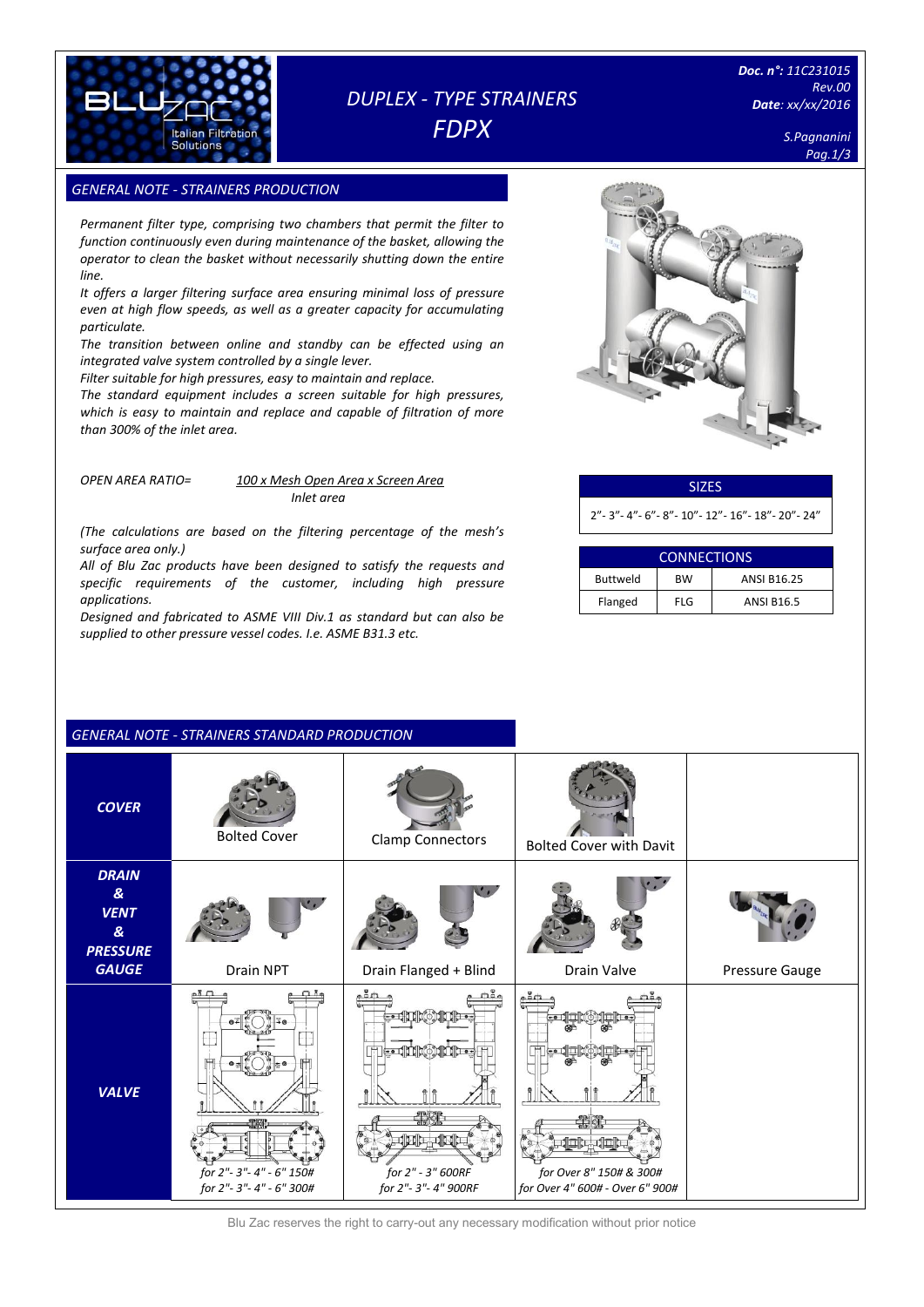# DUPLEX - TYPE STRAINERS FDPX

**Doc. n°:** 11C231015
Rev.00
**Date**: xx/xx/2016

S.Pagnanini

## GENERAL NOTE - STRAINERS PRODUCTION

*Permanent filter type, comprising two chambers that permit the filter to function continuously even during maintenance of the basket, allowing the operator to clean the basket without necessarily shutting down the entire line.*

*It offers a larger filtering surface area ensuring minimal loss of pressure even at high flow speeds, as well as a greater capacity for accumulating particulate.*

*The transition between online and standby can be effected using an integrated valve system controlled by a single lever.*

*Filter suitable for high pressures, easy to maintain and replace.*

*The standard equipment includes a screen suitable for high pressures, which is easy to maintain and replace and capable of filtration of more than 300% of the inlet area.*

$$\text{OPEN AREA RATIO} = \frac{100 \times \text{Mesh Open Area} \times \text{Screen Area}}{\text{Inlet area}}$$

*(The calculations are based on the filtering percentage of the mesh's surface area only.)*

*All of Blu Zac products have been designed to satisfy the requests and specific requirements of the customer, including high pressure applications.*

*Designed and fabricated to ASME VIII Div.1 as standard but can also be supplied to other pressure vessel codes. I.e. ASME B31.3 etc.*

| SIZES |
|---|
| 2"- 3"- 4"- 6"- 8"- 10"- 12"- 16"- 18"- 20"- 24" |

| CONNECTIONS | | |
|---|---|---|
| Buttweld | BW | ANSI B16.25 |
| Flanged | FLG | ANSI B16.5 |

## GENERAL NOTE - STRAINERS STANDARD PRODUCTION

| | | | | |
|---|---|---|---|---|
| ***COVER*** | Bolted Cover | Clamp Connectors | Bolted Cover with Davit | |
| ***DRAIN & VENT & PRESSURE GAUGE*** | Drain NPT | Drain Flanged + Blind | Drain Valve | Pressure Gauge |
| ***VALVE*** | *for 2"- 3"- 4" - 6" 150#*<br>*for 2"- 3"- 4" - 6" 300#* | *for 2" - 3" 600RF*<br>*for 2"- 3"- 4" 900RF* | *for Over 8" 150# & 300#*<br>*for Over 4" 600# - Over 6" 900#* | |

Blu Zac reserves the right to carry-out any necessary modification without prior notice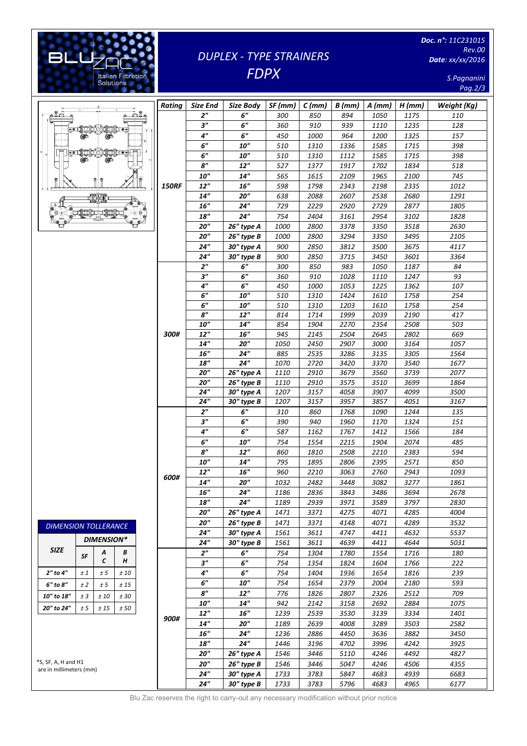## DUPLEX - TYPE STRAINERS

## FDPX

Doc. n°: 11C231015
Rev.00
Date: xx/xx/2016

S.Pagnanini

| Rating | Size End | Size Body | SF (mm) | C (mm) | B (mm) | A (mm) | H (mm) | Weight (Kg) |
|---|---|---|---|---|---|---|---|---|
| 150RF | 2" | 6" | 300 | 850 | 894 | 1050 | 1175 | 110 |
| | 3" | 6" | 360 | 910 | 939 | 1110 | 1235 | 128 |
| | 4" | 6" | 450 | 1000 | 964 | 1200 | 1325 | 157 |
| | 6" | 10" | 510 | 1310 | 1336 | 1585 | 1715 | 398 |
| | 6" | 10" | 510 | 1310 | 1112 | 1585 | 1715 | 398 |
| | 8" | 12" | 527 | 1377 | 1917 | 1702 | 1834 | 518 |
| | 10" | 14" | 565 | 1615 | 2109 | 1965 | 2100 | 745 |
| | 12" | 16" | 598 | 1798 | 2343 | 2198 | 2335 | 1012 |
| | 14" | 20" | 638 | 2088 | 2607 | 2538 | 2680 | 1291 |
| | 16" | 24" | 729 | 2229 | 2920 | 2729 | 2877 | 1805 |
| | 18" | 24" | 754 | 2404 | 3161 | 2954 | 3102 | 1828 |
| | 20" | 26" type A | 1000 | 2800 | 3378 | 3350 | 3518 | 2630 |
| | 20" | 26" type B | 1000 | 2800 | 3294 | 3350 | 3495 | 2105 |
| | 24" | 30" type A | 900 | 2850 | 3812 | 3500 | 3675 | 4117 |
| | 24" | 30" type B | 900 | 2850 | 3715 | 3450 | 3601 | 3364 |
| 300# | 2" | 6" | 300 | 850 | 983 | 1050 | 1187 | 84 |
| | 3" | 6" | 360 | 910 | 1028 | 1110 | 1247 | 93 |
| | 4" | 6" | 450 | 1000 | 1053 | 1225 | 1362 | 107 |
| | 6" | 10" | 510 | 1310 | 1424 | 1610 | 1758 | 254 |
| | 6" | 10" | 510 | 1310 | 1203 | 1610 | 1758 | 254 |
| | 8" | 12" | 814 | 1714 | 1999 | 2039 | 2190 | 417 |
| | 10" | 14" | 854 | 1904 | 2270 | 2354 | 2508 | 503 |
| | 12" | 16" | 945 | 2145 | 2504 | 2645 | 2802 | 669 |
| | 14" | 20" | 1050 | 2450 | 2907 | 3000 | 3164 | 1057 |
| | 16" | 24" | 885 | 2535 | 3286 | 3135 | 3305 | 1564 |
| | 18" | 24" | 1070 | 2720 | 3420 | 3370 | 3540 | 1677 |
| | 20" | 26" type A | 1110 | 2910 | 3679 | 3560 | 3739 | 2077 |
| | 20" | 26" type B | 1110 | 2910 | 3575 | 3510 | 3699 | 1864 |
| | 24" | 30" type A | 1207 | 3157 | 4058 | 3907 | 4099 | 3500 |
| | 24" | 30" type B | 1207 | 3157 | 3957 | 3857 | 4051 | 3167 |
| 600# | 2" | 6" | 310 | 860 | 1768 | 1090 | 1244 | 135 |
| | 3" | 6" | 390 | 940 | 1960 | 1170 | 1324 | 151 |
| | 4" | 6" | 587 | 1162 | 1767 | 1412 | 1566 | 184 |
| | 6" | 10" | 754 | 1554 | 2215 | 1904 | 2074 | 485 |
| | 8" | 12" | 860 | 1810 | 2508 | 2210 | 2383 | 594 |
| | 10" | 14" | 795 | 1895 | 2806 | 2395 | 2571 | 850 |
| | 12" | 16" | 960 | 2210 | 3063 | 2760 | 2943 | 1093 |
| | 14" | 20" | 1032 | 2482 | 3448 | 3082 | 3277 | 1861 |
| | 16" | 24" | 1186 | 2836 | 3843 | 3486 | 3694 | 2678 |
| | 18" | 24" | 1189 | 2939 | 3971 | 3589 | 3797 | 2830 |
| | 20" | 26" type A | 1471 | 3371 | 4275 | 4071 | 4285 | 4004 |
| | 20" | 26" type B | 1471 | 3371 | 4148 | 4071 | 4289 | 3532 |
| | 24" | 30" type A | 1561 | 3611 | 4747 | 4411 | 4632 | 5537 |
| | 24" | 30" type B | 1561 | 3611 | 4639 | 4411 | 4644 | 5031 |
| 900# | 2" | 6" | 754 | 1304 | 1780 | 1554 | 1716 | 180 |
| | 3" | 6" | 754 | 1354 | 1824 | 1604 | 1766 | 222 |
| | 4" | 6" | 754 | 1404 | 1936 | 1654 | 1816 | 239 |
| | 6" | 10" | 754 | 1654 | 2379 | 2004 | 2180 | 593 |
| | 8" | 12" | 776 | 1826 | 2807 | 2326 | 2512 | 709 |
| | 10" | 14" | 942 | 2142 | 3158 | 2692 | 2884 | 1075 |
| | 12" | 16" | 1239 | 2539 | 3530 | 3139 | 3334 | 1401 |
| | 14" | 20" | 1189 | 2639 | 4008 | 3289 | 3503 | 2582 |
| | 16" | 24" | 1236 | 2886 | 4450 | 3636 | 3882 | 3450 |
| | 18" | 24" | 1446 | 3196 | 4702 | 3996 | 4242 | 3925 |
| | 20" | 26" type A | 1546 | 3446 | 5110 | 4246 | 4492 | 4827 |
| | 20" | 26" type B | 1546 | 3446 | 5047 | 4246 | 4506 | 4355 |
| | 24" | 30" type A | 1733 | 3783 | 5847 | 4683 | 4939 | 6683 |
| | 24" | 30" type B | 1733 | 3783 | 5796 | 4683 | 4965 | 6177 |

### DIMENSION TOLLERANCE

| SIZE | DIMENSION* | | |
|---|---|---|---|
| | SF | A C | B H |
| 2" to 4" | ± 1 | ± 5 | ± 10 |
| 6" to 8" | ± 2 | ± 5 | ± 15 |
| 10" to 18" | ± 3 | ± 10 | ± 30 |
| 20" to 24" | ± 5 | ± 15 | ± 50 |

*S, SF, A, H and H1 are in millimeters (mm)

Blu Zac reserves the right to carry-out any necessary modification without prior notice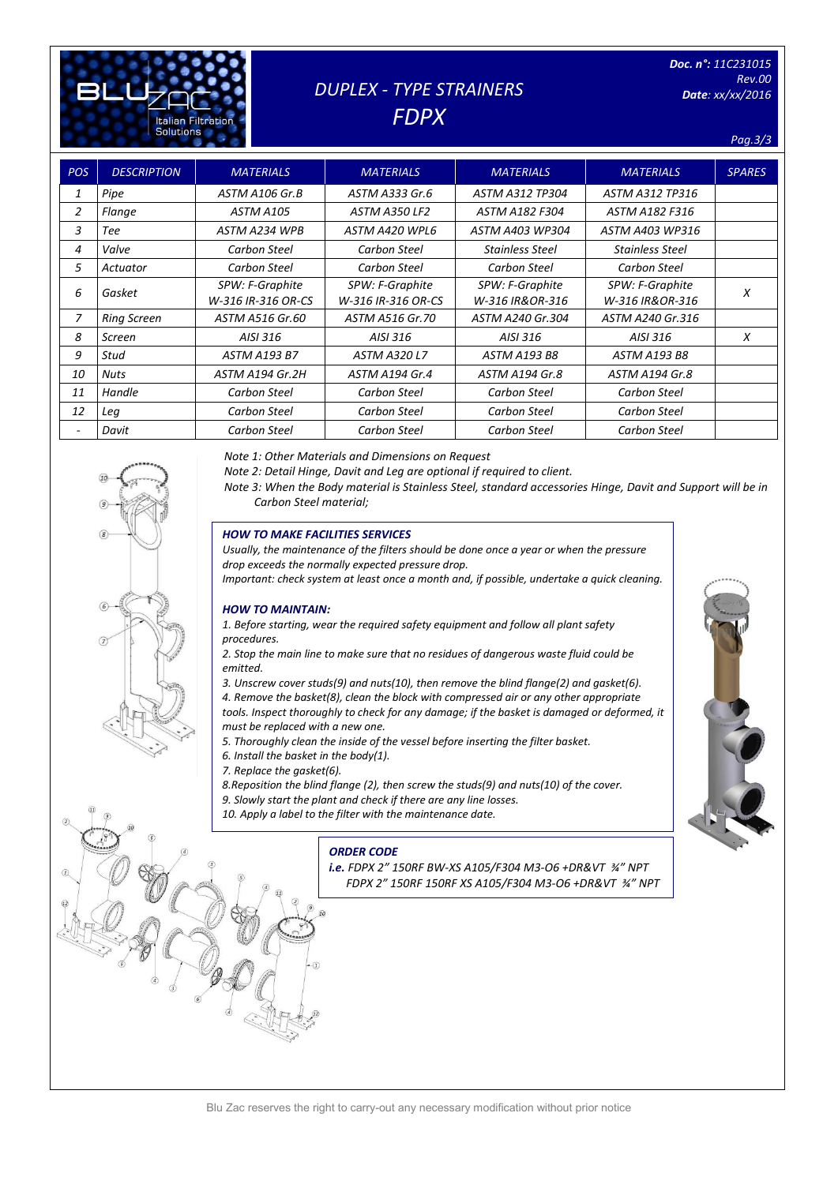# DUPLEX - TYPE STRAINERS FDPX

**Doc. n°:** 11C231015
Rev.00
**Date**: xx/xx/2016

| POS | DESCRIPTION | MATERIALS | MATERIALS | MATERIALS | MATERIALS | SPARES |
|---|---|---|---|---|---|---|
| 1 | Pipe | ASTM A106 Gr.B | ASTM A333 Gr.6 | ASTM A312 TP304 | ASTM A312 TP316 | |
| 2 | Flange | ASTM A105 | ASTM A350 LF2 | ASTM A182 F304 | ASTM A182 F316 | |
| 3 | Tee | ASTM A234 WPB | ASTM A420 WPL6 | ASTM A403 WP304 | ASTM A403 WP316 | |
| 4 | Valve | Carbon Steel | Carbon Steel | Stainless Steel | Stainless Steel | |
| 5 | Actuator | Carbon Steel | Carbon Steel | Carbon Steel | Carbon Steel | |
| 6 | Gasket | SPW: F-Graphite W-316 IR-316 OR-CS | SPW: F-Graphite W-316 IR-316 OR-CS | SPW: F-Graphite W-316 IR&OR-316 | SPW: F-Graphite W-316 IR&OR-316 | X |
| 7 | Ring Screen | ASTM A516 Gr.60 | ASTM A516 Gr.70 | ASTM A240 Gr.304 | ASTM A240 Gr.316 | |
| 8 | Screen | AISI 316 | AISI 316 | AISI 316 | AISI 316 | X |
| 9 | Stud | ASTM A193 B7 | ASTM A320 L7 | ASTM A193 B8 | ASTM A193 B8 | |
| 10 | Nuts | ASTM A194 Gr.2H | ASTM A194 Gr.4 | ASTM A194 Gr.8 | ASTM A194 Gr.8 | |
| 11 | Handle | Carbon Steel | Carbon Steel | Carbon Steel | Carbon Steel | |
| 12 | Leg | Carbon Steel | Carbon Steel | Carbon Steel | Carbon Steel | |
| - | Davit | Carbon Steel | Carbon Steel | Carbon Steel | Carbon Steel | |

*Note 1: Other Materials and Dimensions on Request*

*Note 2: Detail Hinge, Davit and Leg are optional if required to client.*

*Note 3: When the Body material is Stainless Steel, standard accessories Hinge, Davit and Support will be in Carbon Steel material;*

### HOW TO MAKE FACILITIES SERVICES

*Usually, the maintenance of the filters should be done once a year or when the pressure drop exceeds the normally expected pressure drop.*

*Important: check system at least once a month and, if possible, undertake a quick cleaning.*

### HOW TO MAINTAIN:

1. Before starting, wear the required safety equipment and follow all plant safety procedures.
2. Stop the main line to make sure that no residues of dangerous waste fluid could be emitted.
3. Unscrew cover studs(9) and nuts(10), then remove the blind flange(2) and gasket(6).
4. Remove the basket(8), clean the block with compressed air or any other appropriate tools. Inspect thoroughly to check for any damage; if the basket is damaged or deformed, it must be replaced with a new one.
5. Thoroughly clean the inside of the vessel before inserting the filter basket.
6. Install the basket in the body(1).
7. Replace the gasket(6).
8. Reposition the blind flange (2), then screw the studs(9) and nuts(10) of the cover.
9. Slowly start the plant and check if there are any line losses.
10. Apply a label to the filter with the maintenance date.

### ORDER CODE

***i.e.*** *FDPX 2" 150RF BW-XS A105/F304 M3-O6 +DR&VT ¾" NPT*
*FDPX 2" 150RF 150RF XS A105/F304 M3-O6 +DR&VT ¾" NPT*

Blu Zac reserves the right to carry-out any necessary modification without prior notice